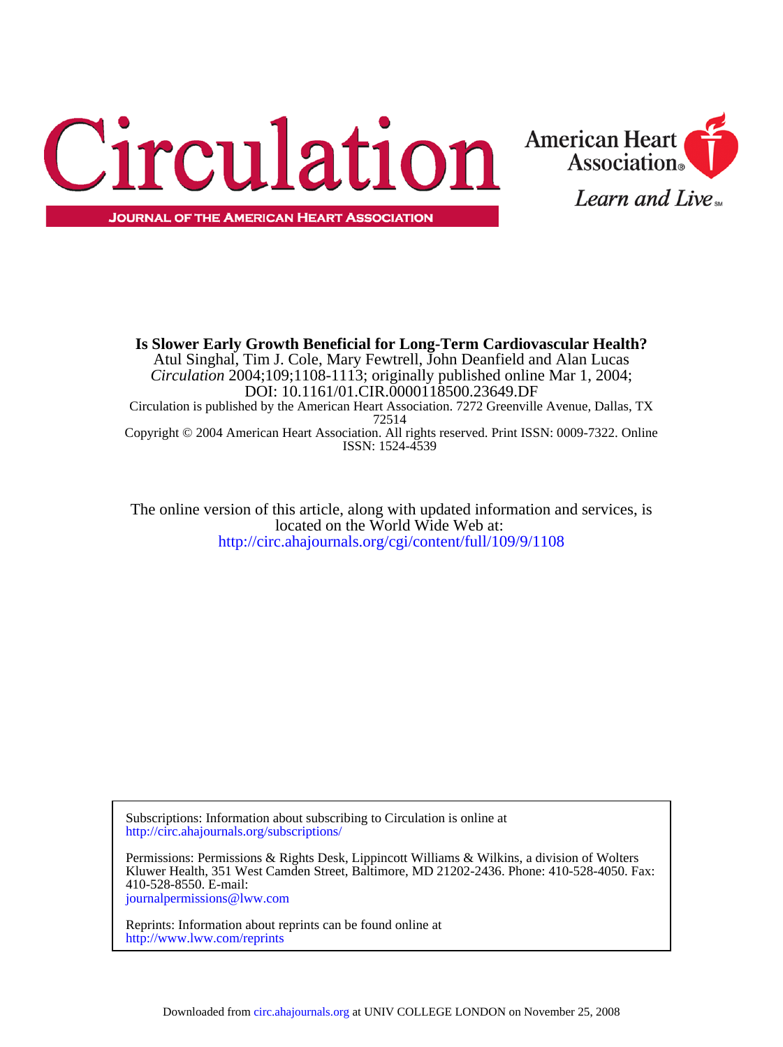# Circulation

JOURNAL OF THE AMERICAN HEART ASSOCIATION

American Heart Association

*Learn and Live*

**Is Slower Early Growth Beneficial for Long-Term Cardiovascular Health?**

Atul Singhal, Tim J. Cole, Mary Fewtrell, John Deanfield and Alan Lucas

*Circulation* 2004;109;1108-1113; originally published online Mar 1, 2004;

DOI: 10.1161/01.CIR.0000118500.23649.DF

Circulation is published by the American Heart Association. 7272 Greenville Avenue, Dallas, TX 72514

Copyright © 2004 American Heart Association. All rights reserved. Print ISSN: 0009-7322. Online ISSN: 1524-4539

The online version of this article, along with updated information and services, is located on the World Wide Web at:

http://circ.ahajournals.org/cgi/content/full/109/9/1108

Subscriptions: Information about subscribing to Circulation is online at
http://circ.ahajournals.org/subscriptions/

Permissions: Permissions & Rights Desk, Lippincott Williams & Wilkins, a division of Wolters Kluwer Health, 351 West Camden Street, Baltimore, MD 21202-2436. Phone: 410-528-4050. Fax: 410-528-8550. E-mail:
journalpermissions@lww.com

Reprints: Information about reprints can be found online at
http://www.lww.com/reprints

Downloaded from circ.ahajournals.org at UNIV COLLEGE LONDON on November 25, 2008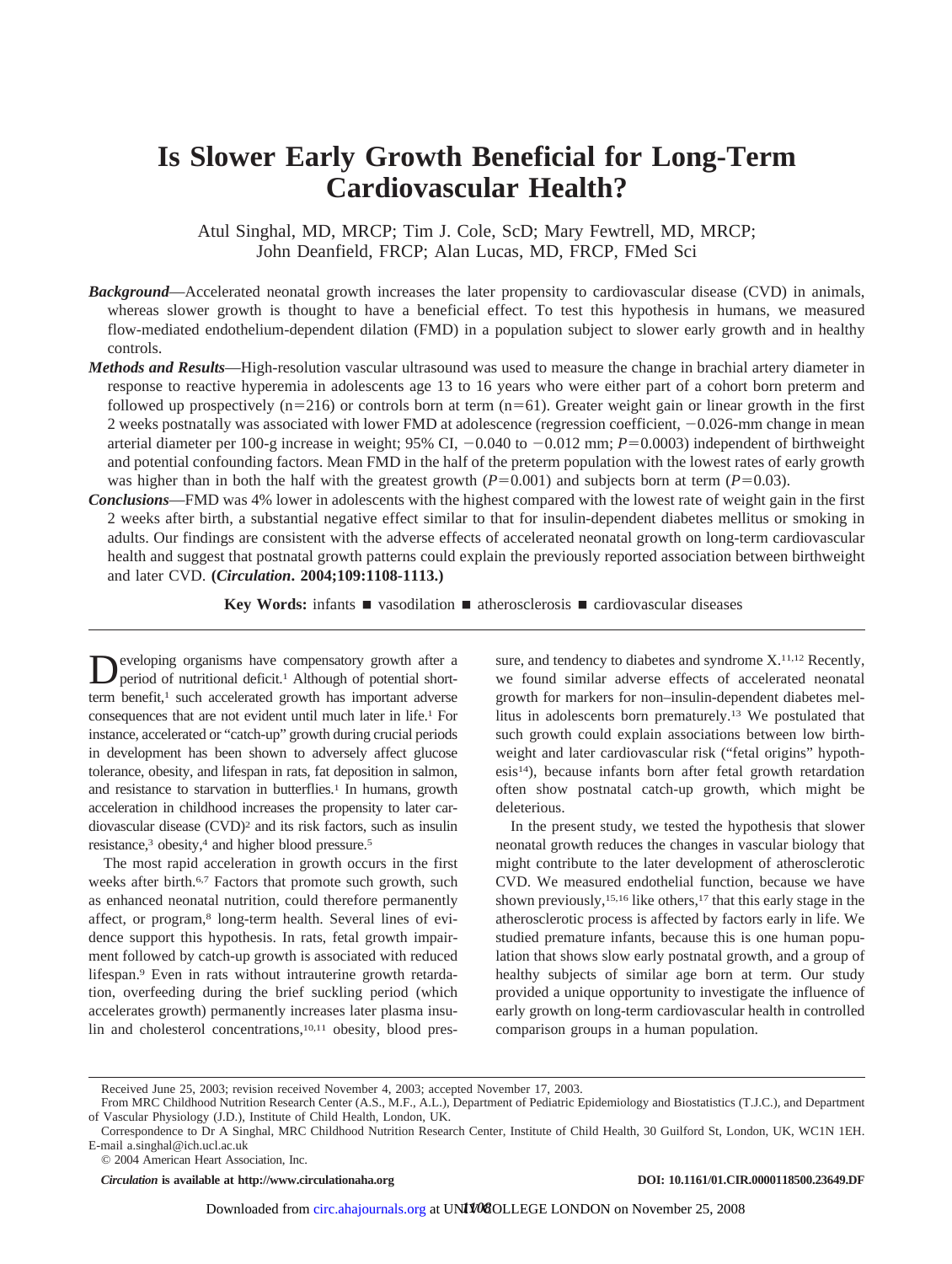# Is Slower Early Growth Beneficial for Long-Term Cardiovascular Health?

Atul Singhal, MD, MRCP; Tim J. Cole, ScD; Mary Fewtrell, MD, MRCP; John Deanfield, FRCP; Alan Lucas, MD, FRCP, FMed Sci

***Background*****—**Accelerated neonatal growth increases the later propensity to cardiovascular disease (CVD) in animals, whereas slower growth is thought to have a beneficial effect. To test this hypothesis in humans, we measured flow-mediated endothelium-dependent dilation (FMD) in a population subject to slower early growth and in healthy controls.

***Methods and Results*****—**High-resolution vascular ultrasound was used to measure the change in brachial artery diameter in response to reactive hyperemia in adolescents age 13 to 16 years who were either part of a cohort born preterm and followed up prospectively ($n=216$) or controls born at term ($n=61$). Greater weight gain or linear growth in the first 2 weeks postnatally was associated with lower FMD at adolescence (regression coefficient, $-0.026$-mm change in mean arterial diameter per 100-g increase in weight; 95% CI, $-0.040$ to $-0.012$ mm; $P=0.0003$) independent of birthweight and potential confounding factors. Mean FMD in the half of the preterm population with the lowest rates of early growth was higher than in both the half with the greatest growth ($P=0.001$) and subjects born at term ($P=0.03$).

***Conclusions*****—**FMD was 4% lower in adolescents with the highest compared with the lowest rate of weight gain in the first 2 weeks after birth, a substantial negative effect similar to that for insulin-dependent diabetes mellitus or smoking in adults. Our findings are consistent with the adverse effects of accelerated neonatal growth on long-term cardiovascular health and suggest that postnatal growth patterns could explain the previously reported association between birthweight and later CVD. **(*Circulation*. 2004;109:1108-1113.)**

**Key Words:** infants ■ vasodilation ■ atherosclerosis ■ cardiovascular diseases

Developing organisms have compensatory growth after a period of nutritional deficit.[1] Although of potential short-term benefit,[1] such accelerated growth has important adverse consequences that are not evident until much later in life.[1] For instance, accelerated or "catch-up" growth during crucial periods in development has been shown to adversely affect glucose tolerance, obesity, and lifespan in rats, fat deposition in salmon, and resistance to starvation in butterflies.[1] In humans, growth acceleration in childhood increases the propensity to later cardiovascular disease (CVD)[2] and its risk factors, such as insulin resistance,[3] obesity,[4] and higher blood pressure.[5]

The most rapid acceleration in growth occurs in the first weeks after birth.[6,7] Factors that promote such growth, such as enhanced neonatal nutrition, could therefore permanently affect, or program,[8] long-term health. Several lines of evidence support this hypothesis. In rats, fetal growth impairment followed by catch-up growth is associated with reduced lifespan.[9] Even in rats without intrauterine growth retardation, overfeeding during the brief suckling period (which accelerates growth) permanently increases later plasma insulin and cholesterol concentrations,[10,11] obesity, blood pressure, and tendency to diabetes and syndrome X.[11,12] Recently, we found similar adverse effects of accelerated neonatal growth for markers for non–insulin-dependent diabetes mellitus in adolescents born prematurely.[13] We postulated that such growth could explain associations between low birthweight and later cardiovascular risk ("fetal origins" hypothesis[14]), because infants born after fetal growth retardation often show postnatal catch-up growth, which might be deleterious.

In the present study, we tested the hypothesis that slower neonatal growth reduces the changes in vascular biology that might contribute to the later development of atherosclerotic CVD. We measured endothelial function, because we have shown previously,[15,16] like others,[17] that this early stage in the atherosclerotic process is affected by factors early in life. We studied premature infants, because this is one human population that shows slow early postnatal growth, and a group of healthy subjects of similar age born at term. Our study provided a unique opportunity to investigate the influence of early growth on long-term cardiovascular health in controlled comparison groups in a human population.

Received June 25, 2003; revision received November 4, 2003; accepted November 17, 2003.

From MRC Childhood Nutrition Research Center (A.S., M.F., A.L.), Department of Pediatric Epidemiology and Biostatistics (T.J.C.), and Department of Vascular Physiology (J.D.), Institute of Child Health, London, UK.

Correspondence to Dr A Singhal, MRC Childhood Nutrition Research Center, Institute of Child Health, 30 Guilford St, London, UK, WC1N 1EH. E-mail a.singhal@ich.ucl.ac.uk

© 2004 American Heart Association, Inc.

*Circulation* is available at http://www.circulationaha.org DOI: 10.1161/01.CIR.0000118500.23649.DF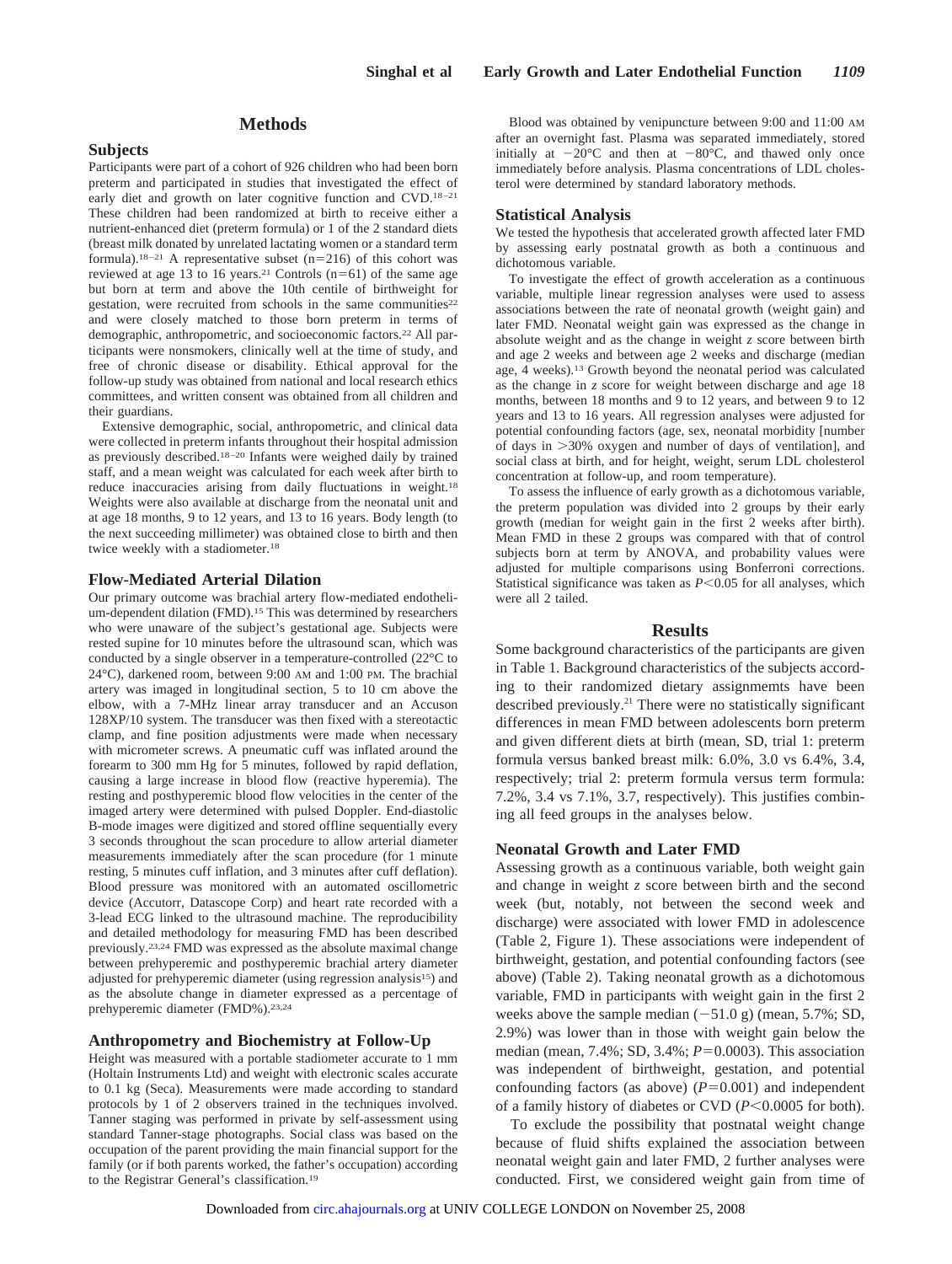## Methods

### Subjects

Participants were part of a cohort of 926 children who had been born preterm and participated in studies that investigated the effect of early diet and growth on later cognitive function and CVD.[18–21] These children had been randomized at birth to receive either a nutrient-enhanced diet (preterm formula) or 1 of the 2 standard diets (breast milk donated by unrelated lactating women or a standard term formula).[18–21] A representative subset (n=216) of this cohort was reviewed at age 13 to 16 years.[21] Controls (n=61) of the same age but born at term and above the 10th centile of birthweight for gestation, were recruited from schools in the same communities[22] and were closely matched to those born preterm in terms of demographic, anthropometric, and socioeconomic factors.[22] All participants were nonsmokers, clinically well at the time of study, and free of chronic disease or disability. Ethical approval for the follow-up study was obtained from national and local research ethics committees, and written consent was obtained from all children and their guardians.

Extensive demographic, social, anthropometric, and clinical data were collected in preterm infants throughout their hospital admission as previously described.[18–20] Infants were weighed daily by trained staff, and a mean weight was calculated for each week after birth to reduce inaccuracies arising from daily fluctuations in weight.[18] Weights were also available at discharge from the neonatal unit and at age 18 months, 9 to 12 years, and 13 to 16 years. Body length (to the next succeeding millimeter) was obtained close to birth and then twice weekly with a stadiometer.[18]

### Flow-Mediated Arterial Dilation

Our primary outcome was brachial artery flow-mediated endothelium-dependent dilation (FMD).[15] This was determined by researchers who were unaware of the subject's gestational age. Subjects were rested supine for 10 minutes before the ultrasound scan, which was conducted by a single observer in a temperature-controlled (22°C to 24°C), darkened room, between 9:00 AM and 1:00 PM. The brachial artery was imaged in longitudinal section, 5 to 10 cm above the elbow, with a 7-MHz linear array transducer and an Accuson 128XP/10 system. The transducer was then fixed with a stereotactic clamp, and fine position adjustments were made when necessary with micrometer screws. A pneumatic cuff was inflated around the forearm to 300 mm Hg for 5 minutes, followed by rapid deflation, causing a large increase in blood flow (reactive hyperemia). The resting and posthyperemic blood flow velocities in the center of the imaged artery were determined with pulsed Doppler. End-diastolic B-mode images were digitized and stored offline sequentially every 3 seconds throughout the scan procedure to allow arterial diameter measurements immediately after the scan procedure (for 1 minute resting, 5 minutes cuff inflation, and 3 minutes after cuff deflation). Blood pressure was monitored with an automated oscillometric device (Accutorr, Datascope Corp) and heart rate recorded with a 3-lead ECG linked to the ultrasound machine. The reproducibility and detailed methodology for measuring FMD has been described previously.[23,24] FMD was expressed as the absolute maximal change between prehyperemic and posthyperemic brachial artery diameter adjusted for prehyperemic diameter (using regression analysis[15]) and as the absolute change in diameter expressed as a percentage of prehyperemic diameter (FMD%).[23,24]

### Anthropometry and Biochemistry at Follow-Up

Height was measured with a portable stadiometer accurate to 1 mm (Holtain Instruments Ltd) and weight with electronic scales accurate to 0.1 kg (Seca). Measurements were made according to standard protocols by 1 of 2 observers trained in the techniques involved. Tanner staging was performed in private by self-assessment using standard Tanner-stage photographs. Social class was based on the occupation of the parent providing the main financial support for the family (or if both parents worked, the father's occupation) according to the Registrar General's classification.[19]

Blood was obtained by venipuncture between 9:00 and 11:00 AM after an overnight fast. Plasma was separated immediately, stored initially at −20°C and then at −80°C, and thawed only once immediately before analysis. Plasma concentrations of LDL cholesterol were determined by standard laboratory methods.

### Statistical Analysis

We tested the hypothesis that accelerated growth affected later FMD by assessing early postnatal growth as both a continuous and dichotomous variable.

To investigate the effect of growth acceleration as a continuous variable, multiple linear regression analyses were used to assess associations between the rate of neonatal growth (weight gain) and later FMD. Neonatal weight gain was expressed as the change in absolute weight and as the change in weight *z* score between birth and age 2 weeks and between age 2 weeks and discharge (median age, 4 weeks).[13] Growth beyond the neonatal period was calculated as the change in *z* score for weight between discharge and age 18 months, between 18 months and 9 to 12 years, and between 9 to 12 years and 13 to 16 years. All regression analyses were adjusted for potential confounding factors (age, sex, neonatal morbidity [number of days in >30% oxygen and number of days of ventilation], and social class at birth, and for height, weight, serum LDL cholesterol concentration at follow-up, and room temperature).

To assess the influence of early growth as a dichotomous variable, the preterm population was divided into 2 groups by their early growth (median for weight gain in the first 2 weeks after birth). Mean FMD in these 2 groups was compared with that of control subjects born at term by ANOVA, and probability values were adjusted for multiple comparisons using Bonferroni corrections. Statistical significance was taken as $P<0.05$ for all analyses, which were all 2 tailed.

## Results

Some background characteristics of the participants are given in Table 1. Background characteristics of the subjects according to their randomized dietary assignmemts have been described previously.[21] There were no statistically significant differences in mean FMD between adolescents born preterm and given different diets at birth (mean, SD, trial 1: preterm formula versus banked breast milk: 6.0%, 3.0 vs 6.4%, 3.4, respectively; trial 2: preterm formula versus term formula: 7.2%, 3.4 vs 7.1%, 3.7, respectively). This justifies combining all feed groups in the analyses below.

### Neonatal Growth and Later FMD

Assessing growth as a continuous variable, both weight gain and change in weight *z* score between birth and the second week (but, notably, not between the second week and discharge) were associated with lower FMD in adolescence (Table 2, Figure 1). These associations were independent of birthweight, gestation, and potential confounding factors (see above) (Table 2). Taking neonatal growth as a dichotomous variable, FMD in participants with weight gain in the first 2 weeks above the sample median (−51.0 g) (mean, 5.7%; SD, 2.9%) was lower than in those with weight gain below the median (mean, 7.4%; SD, 3.4%; $P=0.0003$). This association was independent of birthweight, gestation, and potential confounding factors (as above) ($P=0.001$) and independent of a family history of diabetes or CVD ($P<0.0005$ for both).

To exclude the possibility that postnatal weight change because of fluid shifts explained the association between neonatal weight gain and later FMD, 2 further analyses were conducted. First, we considered weight gain from time of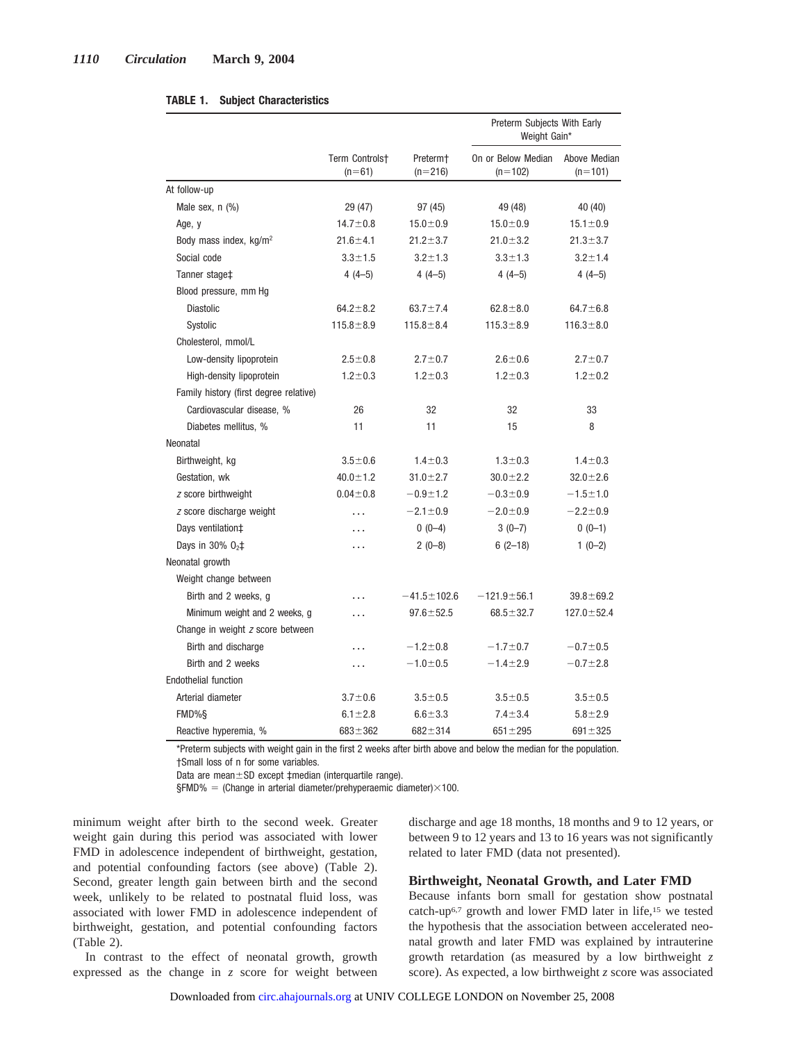**TABLE 1. Subject Characteristics**

| | Term Controls† (n=61) | Preterm† (n=216) | Preterm Subjects With Early Weight Gain*: On or Below Median (n=102) | Above Median (n=101) |
|---|---|---|---|---|
| At follow-up | | | | |
| Male sex, n (%) | 29 (47) | 97 (45) | 49 (48) | 40 (40) |
| Age, y | 14.7±0.8 | 15.0±0.9 | 15.0±0.9 | 15.1±0.9 |
| Body mass index, kg/m$^2$ | 21.6±4.1 | 21.2±3.7 | 21.0±3.2 | 21.3±3.7 |
| Social code | 3.3±1.5 | 3.2±1.3 | 3.3±1.3 | 3.2±1.4 |
| Tanner stage‡ | 4 (4–5) | 4 (4–5) | 4 (4–5) | 4 (4–5) |
| Blood pressure, mm Hg | | | | |
| Diastolic | 64.2±8.2 | 63.7±7.4 | 62.8±8.0 | 64.7±6.8 |
| Systolic | 115.8±8.9 | 115.8±8.4 | 115.3±8.9 | 116.3±8.0 |
| Cholesterol, mmol/L | | | | |
| Low-density lipoprotein | 2.5±0.8 | 2.7±0.7 | 2.6±0.6 | 2.7±0.7 |
| High-density lipoprotein | 1.2±0.3 | 1.2±0.3 | 1.2±0.3 | 1.2±0.2 |
| Family history (first degree relative) | | | | |
| Cardiovascular disease, % | 26 | 32 | 32 | 33 |
| Diabetes mellitus, % | 11 | 11 | 15 | 8 |
| Neonatal | | | | |
| Birthweight, kg | 3.5±0.6 | 1.4±0.3 | 1.3±0.3 | 1.4±0.3 |
| Gestation, wk | 40.0±1.2 | 31.0±2.7 | 30.0±2.2 | 32.0±2.6 |
| *z* score birthweight | 0.04±0.8 | −0.9±1.2 | −0.3±0.9 | −1.5±1.0 |
| *z* score discharge weight | . . . | −2.1±0.9 | −2.0±0.9 | −2.2±0.9 |
| Days ventilation‡ | . . . | 0 (0–4) | 3 (0–7) | 0 (0–1) |
| Days in 30% $O_2$‡ | . . . | 2 (0–8) | 6 (2–18) | 1 (0–2) |
| Neonatal growth | | | | |
| Weight change between | | | | |
| Birth and 2 weeks, g | . . . | −41.5±102.6 | −121.9±56.1 | 39.8±69.2 |
| Minimum weight and 2 weeks, g | . . . | 97.6±52.5 | 68.5±32.7 | 127.0±52.4 |
| Change in weight *z* score between | | | | |
| Birth and discharge | . . . | −1.2±0.8 | −1.7±0.7 | −0.7±0.5 |
| Birth and 2 weeks | . . . | −1.0±0.5 | −1.4±2.9 | −0.7±2.8 |
| Endothelial function | | | | |
| Arterial diameter | 3.7±0.6 | 3.5±0.5 | 3.5±0.5 | 3.5±0.5 |
| FMD%§ | 6.1±2.8 | 6.6±3.3 | 7.4±3.4 | 5.8±2.9 |
| Reactive hyperemia, % | 683±362 | 682±314 | 651±295 | 691±325 |

*Preterm subjects with weight gain in the first 2 weeks after birth above and below the median for the population.
†Small loss of n for some variables.
Data are mean±SD except ‡median (interquartile range).
§FMD% = (Change in arterial diameter/prehyperaemic diameter)×100.

minimum weight after birth to the second week. Greater weight gain during this period was associated with lower FMD in adolescence independent of birthweight, gestation, and potential confounding factors (see above) (Table 2). Second, greater length gain between birth and the second week, unlikely to be related to postnatal fluid loss, was associated with lower FMD in adolescence independent of birthweight, gestation, and potential confounding factors (Table 2).

In contrast to the effect of neonatal growth, growth expressed as the change in *z* score for weight between discharge and age 18 months, 18 months and 9 to 12 years, or between 9 to 12 years and 13 to 16 years was not significantly related to later FMD (data not presented).

### Birthweight, Neonatal Growth, and Later FMD

Because infants born small for gestation show postnatal catch-up[6,7] growth and lower FMD later in life,[15] we tested the hypothesis that the association between accelerated neonatal growth and later FMD was explained by intrauterine growth retardation (as measured by a low birthweight *z* score). As expected, a low birthweight *z* score was associated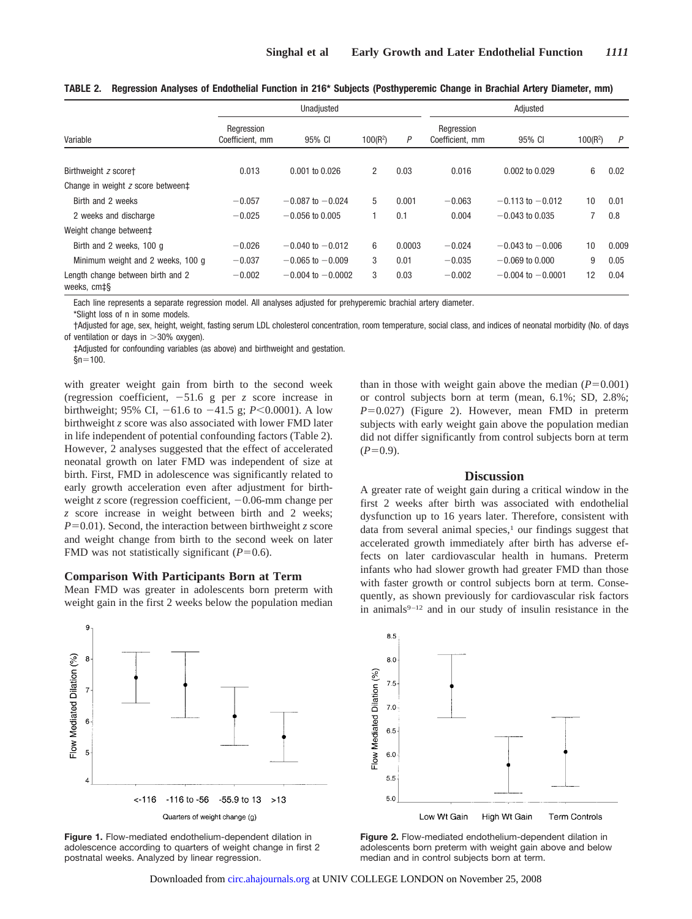**TABLE 2. Regression Analyses of Endothelial Function in 216* Subjects (Posthyperemic Change in Brachial Artery Diameter, mm)**

| Variable | Unadjusted | | | | Adjusted | | | |
|---|---|---|---|---|---|---|---|---|
| | Regression Coefficient, mm | 95% CI | $100(R^2)$ | $P$ | Regression Coefficient, mm | 95% CI | $100(R^2)$ | $P$ |
| Birthweight $z$ score† | 0.013 | 0.001 to 0.026 | 2 | 0.03 | 0.016 | 0.002 to 0.029 | 6 | 0.02 |
| Change in weight $z$ score between‡ | | | | | | | | |
| Birth and 2 weeks | −0.057 | −0.087 to −0.024 | 5 | 0.001 | −0.063 | −0.113 to −0.012 | 10 | 0.01 |
| 2 weeks and discharge | −0.025 | −0.056 to 0.005 | 1 | 0.1 | 0.004 | −0.043 to 0.035 | 7 | 0.8 |
| Weight change between‡ | | | | | | | | |
| Birth and 2 weeks, 100 g | −0.026 | −0.040 to −0.012 | 6 | 0.0003 | −0.024 | −0.043 to −0.006 | 10 | 0.009 |
| Minimum weight and 2 weeks, 100 g | −0.037 | −0.065 to −0.009 | 3 | 0.01 | −0.035 | −0.069 to 0.000 | 9 | 0.05 |
| Length change between birth and 2 weeks, cm‡§ | −0.002 | −0.004 to −0.0002 | 3 | 0.03 | −0.002 | −0.004 to −0.0001 | 12 | 0.04 |

Each line represents a separate regression model. All analyses adjusted for prehyperemic brachial artery diameter.

*Slight loss of n in some models.

†Adjusted for age, sex, height, weight, fasting serum LDL cholesterol concentration, room temperature, social class, and indices of neonatal morbidity (No. of days of ventilation or days in >30% oxygen).

‡Adjusted for confounding variables (as above) and birthweight and gestation.

§n=100.

with greater weight gain from birth to the second week (regression coefficient, −51.6 g per $z$ score increase in birthweight; 95% CI, −61.6 to −41.5 g; $P<0.0001$). A low birthweight $z$ score was also associated with lower FMD later in life independent of potential confounding factors (Table 2). However, 2 analyses suggested that the effect of accelerated neonatal growth on later FMD was independent of size at birth. First, FMD in adolescence was significantly related to early growth acceleration even after adjustment for birthweight $z$ score (regression coefficient, −0.06-mm change per $z$ score increase in weight between birth and 2 weeks; $P=0.01$). Second, the interaction between birthweight $z$ score and weight change from birth to the second week on later FMD was not statistically significant ($P=0.6$).

### Comparison With Participants Born at Term

Mean FMD was greater in adolescents born preterm with weight gain in the first 2 weeks below the population median than in those with weight gain above the median ($P=0.001$) or control subjects born at term (mean, 6.1%; SD, 2.8%; $P=0.027$) (Figure 2). However, mean FMD in preterm subjects with early weight gain above the population median did not differ significantly from control subjects born at term ($P=0.9$).

## Discussion

A greater rate of weight gain during a critical window in the first 2 weeks after birth was associated with endothelial dysfunction up to 16 years later. Therefore, consistent with data from several animal species,[1] our findings suggest that accelerated growth immediately after birth has adverse effects on later cardiovascular health in humans. Preterm infants who had slower growth had greater FMD than those with faster growth or control subjects born at term. Consequently, as shown previously for cardiovascular risk factors in animals[9–12] and in our study of insulin resistance in the

**Figure 1.** Flow-mediated endothelium-dependent dilation in adolescence according to quarters of weight change in first 2 postnatal weeks. Analyzed by linear regression.

**Figure 2.** Flow-mediated endothelium-dependent dilation in adolescents born preterm with weight gain above and below median and in control subjects born at term.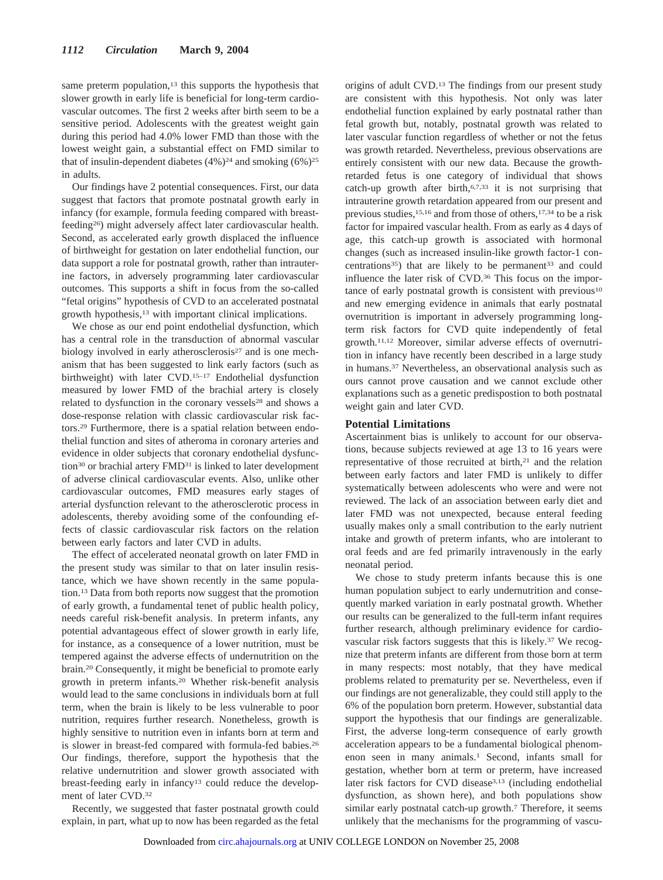same preterm population,[13] this supports the hypothesis that slower growth in early life is beneficial for long-term cardiovascular outcomes. The first 2 weeks after birth seem to be a sensitive period. Adolescents with the greatest weight gain during this period had 4.0% lower FMD than those with the lowest weight gain, a substantial effect on FMD similar to that of insulin-dependent diabetes (4%)[24] and smoking (6%)[25] in adults.

Our findings have 2 potential consequences. First, our data suggest that factors that promote postnatal growth early in infancy (for example, formula feeding compared with breast-feeding[26]) might adversely affect later cardiovascular health. Second, as accelerated early growth displaced the influence of birthweight for gestation on later endothelial function, our data support a role for postnatal growth, rather than intrauterine factors, in adversely programming later cardiovascular outcomes. This supports a shift in focus from the so-called "fetal origins" hypothesis of CVD to an accelerated postnatal growth hypothesis,[13] with important clinical implications.

We chose as our end point endothelial dysfunction, which has a central role in the transduction of abnormal vascular biology involved in early atherosclerosis[27] and is one mechanism that has been suggested to link early factors (such as birthweight) with later CVD.[15–17] Endothelial dysfunction measured by lower FMD of the brachial artery is closely related to dysfunction in the coronary vessels[28] and shows a dose-response relation with classic cardiovascular risk factors.[29] Furthermore, there is a spatial relation between endothelial function and sites of atheroma in coronary arteries and evidence in older subjects that coronary endothelial dysfunction[30] or brachial artery FMD[31] is linked to later development of adverse clinical cardiovascular events. Also, unlike other cardiovascular outcomes, FMD measures early stages of arterial dysfunction relevant to the atherosclerotic process in adolescents, thereby avoiding some of the confounding effects of classic cardiovascular risk factors on the relation between early factors and later CVD in adults.

The effect of accelerated neonatal growth on later FMD in the present study was similar to that on later insulin resistance, which we have shown recently in the same population.[13] Data from both reports now suggest that the promotion of early growth, a fundamental tenet of public health policy, needs careful risk-benefit analysis. In preterm infants, any potential advantageous effect of slower growth in early life, for instance, as a consequence of a lower nutrition, must be tempered against the adverse effects of undernutrition on the brain.[20] Consequently, it might be beneficial to promote early growth in preterm infants.[20] Whether risk-benefit analysis would lead to the same conclusions in individuals born at full term, when the brain is likely to be less vulnerable to poor nutrition, requires further research. Nonetheless, growth is highly sensitive to nutrition even in infants born at term and is slower in breast-fed compared with formula-fed babies.[26] Our findings, therefore, support the hypothesis that the relative undernutrition and slower growth associated with breast-feeding early in infancy[13] could reduce the development of later CVD.[32]

Recently, we suggested that faster postnatal growth could explain, in part, what up to now has been regarded as the fetal origins of adult CVD.[13] The findings from our present study are consistent with this hypothesis. Not only was later endothelial function explained by early postnatal rather than fetal growth but, notably, postnatal growth was related to later vascular function regardless of whether or not the fetus was growth retarded. Nevertheless, previous observations are entirely consistent with our new data. Because the growth-retarded fetus is one category of individual that shows catch-up growth after birth,[6,7,33] it is not surprising that intrauterine growth retardation appeared from our present and previous studies,[15,16] and from those of others,[17,34] to be a risk factor for impaired vascular health. From as early as 4 days of age, this catch-up growth is associated with hormonal changes (such as increased insulin-like growth factor-1 concentrations[35]) that are likely to be permanent[33] and could influence the later risk of CVD.[36] This focus on the importance of early postnatal growth is consistent with previous[10] and new emerging evidence in animals that early postnatal overnutrition is important in adversely programming long-term risk factors for CVD quite independently of fetal growth.[11,12] Moreover, similar adverse effects of overnutrition in infancy have recently been described in a large study in humans.[37] Nevertheless, an observational analysis such as ours cannot prove causation and we cannot exclude other explanations such as a genetic predispostion to both postnatal weight gain and later CVD.

## Potential Limitations

Ascertainment bias is unlikely to account for our observations, because subjects reviewed at age 13 to 16 years were representative of those recruited at birth,[21] and the relation between early factors and later FMD is unlikely to differ systematically between adolescents who were and were not reviewed. The lack of an association between early diet and later FMD was not unexpected, because enteral feeding usually makes only a small contribution to the early nutrient intake and growth of preterm infants, who are intolerant to oral feeds and are fed primarily intravenously in the early neonatal period.

We chose to study preterm infants because this is one human population subject to early undernutrition and consequently marked variation in early postnatal growth. Whether our results can be generalized to the full-term infant requires further research, although preliminary evidence for cardiovascular risk factors suggests that this is likely.[37] We recognize that preterm infants are different from those born at term in many respects: most notably, that they have medical problems related to prematurity per se. Nevertheless, even if our findings are not generalizable, they could still apply to the 6% of the population born preterm. However, substantial data support the hypothesis that our findings are generalizable. First, the adverse long-term consequence of early growth acceleration appears to be a fundamental biological phenomenon seen in many animals.[1] Second, infants small for gestation, whether born at term or preterm, have increased later risk factors for CVD disease[3,13] (including endothelial dysfunction, as shown here), and both populations show similar early postnatal catch-up growth.[7] Therefore, it seems unlikely that the mechanisms for the programming of vascu-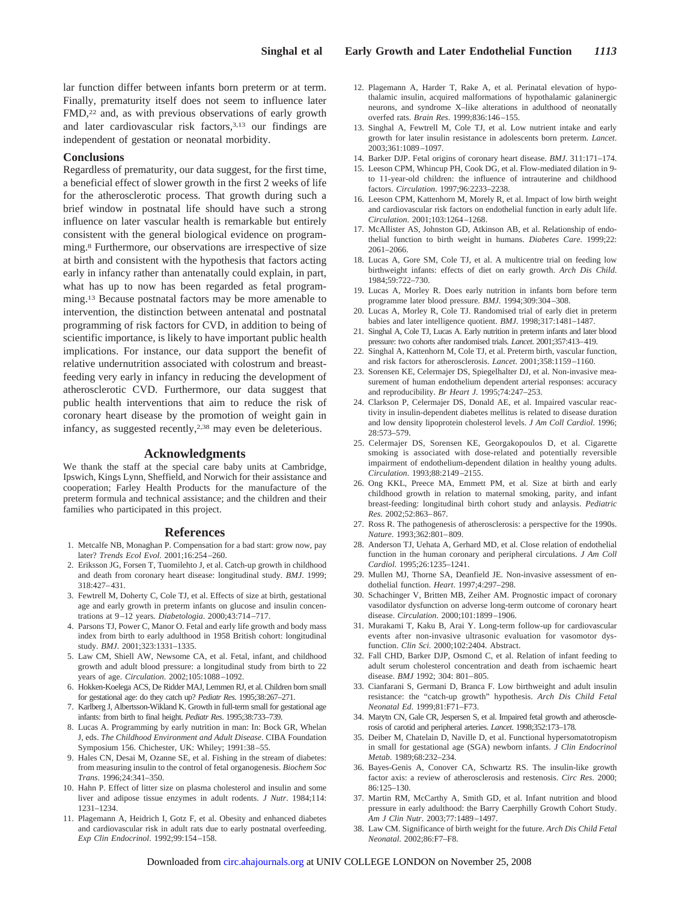lar function differ between infants born preterm or at term. Finally, prematurity itself does not seem to influence later FMD,[22] and, as with previous observations of early growth and later cardiovascular risk factors,[3,13] our findings are independent of gestation or neonatal morbidity.

## Conclusions

Regardless of prematurity, our data suggest, for the first time, a beneficial effect of slower growth in the first 2 weeks of life for the atherosclerotic process. That growth during such a brief window in postnatal life should have such a strong influence on later vascular health is remarkable but entirely consistent with the general biological evidence on programming.[8] Furthermore, our observations are irrespective of size at birth and consistent with the hypothesis that factors acting early in infancy rather than antenatally could explain, in part, what has up to now been regarded as fetal programming.[13] Because postnatal factors may be more amenable to intervention, the distinction between antenatal and postnatal programming of risk factors for CVD, in addition to being of scientific importance, is likely to have important public health implications. For instance, our data support the benefit of relative undernutrition associated with colostrum and breastfeeding very early in infancy in reducing the development of atherosclerotic CVD. Furthermore, our data suggest that public health interventions that aim to reduce the risk of coronary heart disease by the promotion of weight gain in infancy, as suggested recently,[2,38] may even be deleterious.

## Acknowledgments

We thank the staff at the special care baby units at Cambridge, Ipswich, Kings Lynn, Sheffield, and Norwich for their assistance and cooperation; Farley Health Products for the manufacture of the preterm formula and technical assistance; and the children and their families who participated in this project.

## References

1. Metcalfe NB, Monaghan P. Compensation for a bad start: grow now, pay later? *Trends Ecol Evol*. 2001;16:254–260.
2. Eriksson JG, Forsen T, Tuomilehto J, et al. Catch-up growth in childhood and death from coronary heart disease: longitudinal study. *BMJ*. 1999; 318:427–431.
3. Fewtrell M, Doherty C, Cole TJ, et al. Effects of size at birth, gestational age and early growth in preterm infants on glucose and insulin concentrations at 9–12 years. *Diabetologia*. 2000;43:714–717.
4. Parsons TJ, Power C, Manor O. Fetal and early life growth and body mass index from birth to early adulthood in 1958 British cohort: longitudinal study. *BMJ*. 2001;323:1331–1335.
5. Law CM, Shiell AW, Newsome CA, et al. Fetal, infant, and childhood growth and adult blood pressure: a longitudinal study from birth to 22 years of age. *Circulation*. 2002;105:1088–1092.
6. Hokken-Koelega ACS, De Ridder MAJ, Lemmen RJ, et al. Children born small for gestational age: do they catch up? *Pediatr Res*. 1995;38:267–271.
7. Karlberg J, Albertsson-Wikland K. Growth in full-term small for gestational age infants: from birth to final height. *Pediatr Res*. 1995;38:733–739.
8. Lucas A. Programming by early nutrition in man: In: Bock GR, Whelan J, eds. *The Childhood Environment and Adult Disease*. CIBA Foundation Symposium 156. Chichester, UK: Whiley; 1991:38–55.
9. Hales CN, Desai M, Ozanne SE, et al. Fishing in the stream of diabetes: from measuring insulin to the control of fetal organogenesis. *Biochem Soc Trans*. 1996;24:341–350.
10. Hahn P. Effect of litter size on plasma cholesterol and insulin and some liver and adipose tissue enzymes in adult rodents. *J Nutr*. 1984;114: 1231–1234.
11. Plagemann A, Heidrich I, Gotz F, et al. Obesity and enhanced diabetes and cardiovascular risk in adult rats due to early postnatal overfeeding. *Exp Clin Endocrinol*. 1992;99:154–158.
12. Plagemann A, Harder T, Rake A, et al. Perinatal elevation of hypothalamic insulin, acquired malformations of hypothalamic galaninergic neurons, and syndrome X–like alterations in adulthood of neonatally overfed rats. *Brain Res*. 1999;836:146–155.
13. Singhal A, Fewtrell M, Cole TJ, et al. Low nutrient intake and early growth for later insulin resistance in adolescents born preterm. *Lancet*. 2003;361:1089–1097.
14. Barker DJP. Fetal origins of coronary heart disease. *BMJ*. 311:171–174.
15. Leeson CPM, Whincup PH, Cook DG, et al. Flow-mediated dilation in 9- to 11-year-old children: the influence of intrauterine and childhood factors. *Circulation*. 1997;96:2233–2238.
16. Leeson CPM, Kattenhorn M, Morely R, et al. Impact of low birth weight and cardiovascular risk factors on endothelial function in early adult life. *Circulation*. 2001;103:1264–1268.
17. McAllister AS, Johnston GD, Atkinson AB, et al. Relationship of endothelial function to birth weight in humans. *Diabetes Care*. 1999;22: 2061–2066.
18. Lucas A, Gore SM, Cole TJ, et al. A multicentre trial on feeding low birthweight infants: effects of diet on early growth. *Arch Dis Child*. 1984;59:722–730.
19. Lucas A, Morley R. Does early nutrition in infants born before term programme later blood pressure. *BMJ*. 1994;309:304–308.
20. Lucas A, Morley R, Cole TJ. Randomised trial of early diet in preterm babies and later intelligence quotient. *BMJ*. 1998;317:1481–1487.
21. Singhal A, Cole TJ, Lucas A. Early nutrition in preterm infants and later blood pressure: two cohorts after randomised trials. *Lancet*. 2001;357:413–419.
22. Singhal A, Kattenhorn M, Cole TJ, et al. Preterm birth, vascular function, and risk factors for atherosclerosis. *Lancet*. 2001;358:1159–1160.
23. Sorensen KE, Celermajer DS, Spiegelhalter DJ, et al. Non-invasive measurement of human endothelium dependent arterial responses: accuracy and reproducibility. *Br Heart J*. 1995;74:247–253.
24. Clarkson P, Celermajer DS, Donald AE, et al. Impaired vascular reactivity in insulin-dependent diabetes mellitus is related to disease duration and low density lipoprotein cholesterol levels. *J Am Coll Cardiol*. 1996; 28:573–579.
25. Celermajer DS, Sorensen KE, Georgakopoulos D, et al. Cigarette smoking is associated with dose-related and potentially reversible impairment of endothelium-dependent dilation in healthy young adults. *Circulation*. 1993;88:2149–2155.
26. Ong KKL, Preece MA, Emmett PM, et al. Size at birth and early childhood growth in relation to maternal smoking, parity, and infant breast-feeding: longitudinal birth cohort study and anlaysis. *Pediatric Res*. 2002;52:863–867.
27. Ross R. The pathogenesis of atherosclerosis: a perspective for the 1990s. *Nature*. 1993;362:801–809.
28. Anderson TJ, Uehata A, Gerhard MD, et al. Close relation of endothelial function in the human coronary and peripheral circulations. *J Am Coll Cardiol*. 1995;26:1235–1241.
29. Mullen MJ, Thorne SA, Deanfield JE. Non-invasive assessment of endothelial function. *Heart*. 1997;4:297–298.
30. Schachinger V, Britten MB, Zeiher AM. Prognostic impact of coronary vasodilator dysfunction on adverse long-term outcome of coronary heart disease. *Circulation*. 2000;101:1899–1906.
31. Murakami T, Kaku B, Arai Y. Long-term follow-up for cardiovascular events after non-invasive ultrasonic evaluation for vasomotor dysfunction. *Clin Sci*. 2000;102:2404. Abstract.
32. Fall CHD, Barker DJP, Osmond C, et al. Relation of infant feeding to adult serum cholesterol concentration and death from ischaemic heart disease. *BMJ* 1992; 304: 801–805.
33. Cianfarani S, Germani D, Branca F. Low birthweight and adult insulin resistance: the "catch-up growth" hypothesis. *Arch Dis Child Fetal Neonatal Ed*. 1999;81:F71–F73.
34. Maryn CN, Gale CR, Jespersen S, et al. Impaired fetal growth and atherosclerosis of carotid and peripheral arteries. *Lancet*. 1998;352:173–178.
35. Deiber M, Chatelain D, Naville D, et al. Functional hypersomatotropism in small for gestational age (SGA) newborn infants. *J Clin Endocrinol Metab*. 1989;68:232–234.
36. Bayes-Genis A, Conover CA, Schwartz RS. The insulin-like growth factor axis: a review of atherosclerosis and restenosis. *Circ Res*. 2000; 86:125–130.
37. Martin RM, McCarthy A, Smith GD, et al. Infant nutrition and blood pressure in early adulthood: the Barry Caerphilly Growth Cohort Study. *Am J Clin Nutr*. 2003;77:1489–1497.
38. Law CM. Significance of birth weight for the future. *Arch Dis Child Fetal Neonatal*. 2002;86:F7–F8.